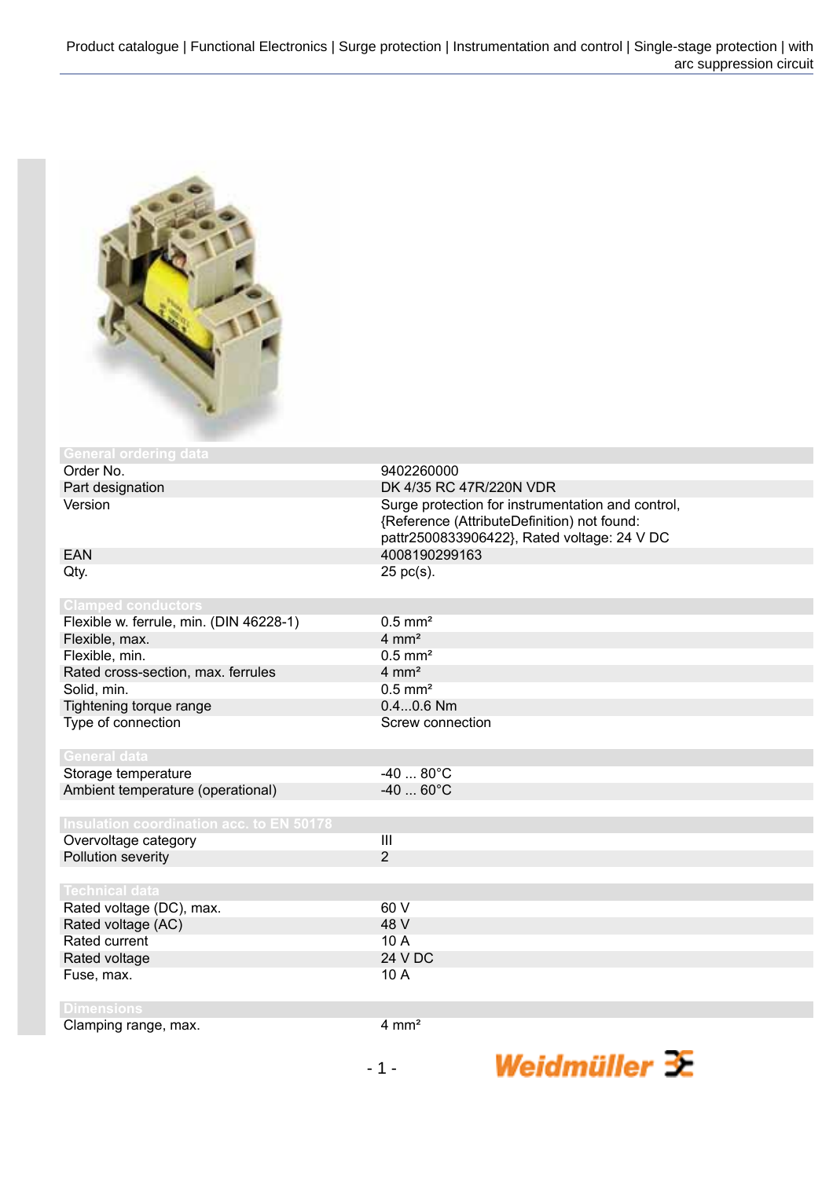## General ordering data

| | |
|---|---|
| Order No. | 9402260000 |
| Part designation | DK 4/35 RC 47R/220N VDR |
| Version | Surge protection for instrumentation and control, {Reference (AttributeDefinition) not found: pattr2500833906422}, Rated voltage: 24 V DC |
| EAN | 4008190299163 |
| Qty. | 25 pc(s). |

## Clamped conductors

| | |
|---|---|
| Flexible w. ferrule, min. (DIN 46228-1) | 0.5 mm² |
| Flexible, max. | 4 mm² |
| Flexible, min. | 0.5 mm² |
| Rated cross-section, max. ferrules | 4 mm² |
| Solid, min. | 0.5 mm² |
| Tightening torque range | 0.4...0.6 Nm |
| Type of connection | Screw connection |

## General data

| | |
|---|---|
| Storage temperature | -40 ... 80°C |
| Ambient temperature (operational) | -40 ... 60°C |

## Insulation coordination acc. to EN 50178

| | |
|---|---|
| Overvoltage category | III |
| Pollution severity | 2 |

## Technical data

| | |
|---|---|
| Rated voltage (DC), max. | 60 V |
| Rated voltage (AC) | 48 V |
| Rated current | 10 A |
| Rated voltage | 24 V DC |
| Fuse, max. | 10 A |

## Dimensions

| | |
|---|---|
| Clamping range, max. | 4 mm² |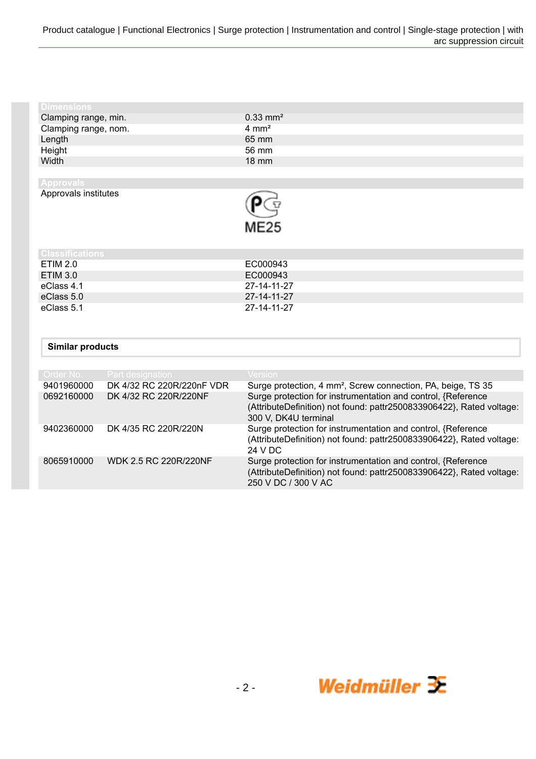## Dimensions

| | |
|---|---|
| Clamping range, min. | 0.33 mm² |
| Clamping range, nom. | 4 mm² |
| Length | 65 mm |
| Height | 56 mm |
| Width | 18 mm |

## Approvals

| | |
|---|---|
| Approvals institutes | ME25 |

## Classifications

| | |
|---|---|
| ETIM 2.0 | EC000943 |
| ETIM 3.0 | EC000943 |
| eClass 4.1 | 27-14-11-27 |
| eClass 5.0 | 27-14-11-27 |
| eClass 5.1 | 27-14-11-27 |

**Similar products**

| Order No. | Part designation | Version |
|---|---|---|
| 9401960000 | DK 4/32 RC 220R/220nF VDR | Surge protection, 4 mm², Screw connection, PA, beige, TS 35 |
| 0692160000 | DK 4/32 RC 220R/220NF | Surge protection for instrumentation and control, {Reference (AttributeDefinition) not found: pattr2500833906422}, Rated voltage: 300 V, DK4U terminal |
| 9402360000 | DK 4/35 RC 220R/220N | Surge protection for instrumentation and control, {Reference (AttributeDefinition) not found: pattr2500833906422}, Rated voltage: 24 V DC |
| 8065910000 | WDK 2.5 RC 220R/220NF | Surge protection for instrumentation and control, {Reference (AttributeDefinition) not found: pattr2500833906422}, Rated voltage: 250 V DC / 300 V AC |